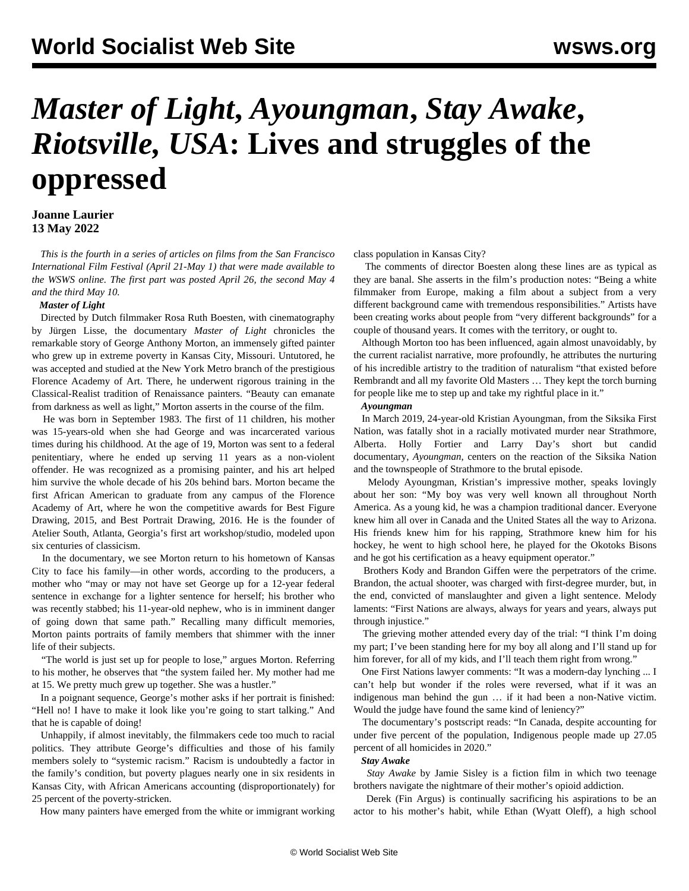# *Master of Light*, *Ayoungman*, *Stay Awake*, *Riotsville, USA*: Lives and struggles of the oppressed

**Joanne Laurier**
**13 May 2022**

*This is the fourth in a series of articles on films from the San Francisco International Film Festival (April 21-May 1) that were made available to the WSWS online. The first part was posted April 26, the second May 4 and the third May 10.*

***Master of Light***

Directed by Dutch filmmaker Rosa Ruth Boesten, with cinematography by Jürgen Lisse, the documentary *Master of Light* chronicles the remarkable story of George Anthony Morton, an immensely gifted painter who grew up in extreme poverty in Kansas City, Missouri. Untutored, he was accepted and studied at the New York Metro branch of the prestigious Florence Academy of Art. There, he underwent rigorous training in the Classical-Realist tradition of Renaissance painters. "Beauty can emanate from darkness as well as light," Morton asserts in the course of the film.

He was born in September 1983. The first of 11 children, his mother was 15-years-old when she had George and was incarcerated various times during his childhood. At the age of 19, Morton was sent to a federal penitentiary, where he ended up serving 11 years as a non-violent offender. He was recognized as a promising painter, and his art helped him survive the whole decade of his 20s behind bars. Morton became the first African American to graduate from any campus of the Florence Academy of Art, where he won the competitive awards for Best Figure Drawing, 2015, and Best Portrait Drawing, 2016. He is the founder of Atelier South, Atlanta, Georgia's first art workshop/studio, modeled upon six centuries of classicism.

In the documentary, we see Morton return to his hometown of Kansas City to face his family—in other words, according to the producers, a mother who "may or may not have set George up for a 12-year federal sentence in exchange for a lighter sentence for herself; his brother who was recently stabbed; his 11-year-old nephew, who is in imminent danger of going down that same path." Recalling many difficult memories, Morton paints portraits of family members that shimmer with the inner life of their subjects.

"The world is just set up for people to lose," argues Morton. Referring to his mother, he observes that "the system failed her. My mother had me at 15. We pretty much grew up together. She was a hustler."

In a poignant sequence, George's mother asks if her portrait is finished: "Hell no! I have to make it look like you're going to start talking." And that he is capable of doing!

Unhappily, if almost inevitably, the filmmakers cede too much to racial politics. They attribute George's difficulties and those of his family members solely to "systemic racism." Racism is undoubtedly a factor in the family's condition, but poverty plagues nearly one in six residents in Kansas City, with African Americans accounting (disproportionately) for 25 percent of the poverty-stricken.

How many painters have emerged from the white or immigrant working class population in Kansas City?

The comments of director Boesten along these lines are as typical as they are banal. She asserts in the film's production notes: "Being a white filmmaker from Europe, making a film about a subject from a very different background came with tremendous responsibilities." Artists have been creating works about people from "very different backgrounds" for a couple of thousand years. It comes with the territory, or ought to.

Although Morton too has been influenced, again almost unavoidably, by the current racialist narrative, more profoundly, he attributes the nurturing of his incredible artistry to the tradition of naturalism "that existed before Rembrandt and all my favorite Old Masters … They kept the torch burning for people like me to step up and take my rightful place in it."

***Ayoungman***

In March 2019, 24-year-old Kristian Ayoungman, from the Siksika First Nation, was fatally shot in a racially motivated murder near Strathmore, Alberta. Holly Fortier and Larry Day's short but candid documentary, *Ayoungman*, centers on the reaction of the Siksika Nation and the townspeople of Strathmore to the brutal episode.

Melody Ayoungman, Kristian's impressive mother, speaks lovingly about her son: "My boy was very well known all throughout North America. As a young kid, he was a champion traditional dancer. Everyone knew him all over in Canada and the United States all the way to Arizona. His friends knew him for his rapping, Strathmore knew him for his hockey, he went to high school here, he played for the Okotoks Bisons and he got his certification as a heavy equipment operator."

Brothers Kody and Brandon Giffen were the perpetrators of the crime. Brandon, the actual shooter, was charged with first-degree murder, but, in the end, convicted of manslaughter and given a light sentence. Melody laments: "First Nations are always, always for years and years, always put through injustice."

The grieving mother attended every day of the trial: "I think I'm doing my part; I've been standing here for my boy all along and I'll stand up for him forever, for all of my kids, and I'll teach them right from wrong."

One First Nations lawyer comments: "It was a modern-day lynching ... I can't help but wonder if the roles were reversed, what if it was an indigenous man behind the gun … if it had been a non-Native victim. Would the judge have found the same kind of leniency?"

The documentary's postscript reads: "In Canada, despite accounting for under five percent of the population, Indigenous people made up 27.05 percent of all homicides in 2020."

***Stay Awake***

*Stay Awake* by Jamie Sisley is a fiction film in which two teenage brothers navigate the nightmare of their mother's opioid addiction.

Derek (Fin Argus) is continually sacrificing his aspirations to be an actor to his mother's habit, while Ethan (Wyatt Oleff), a high school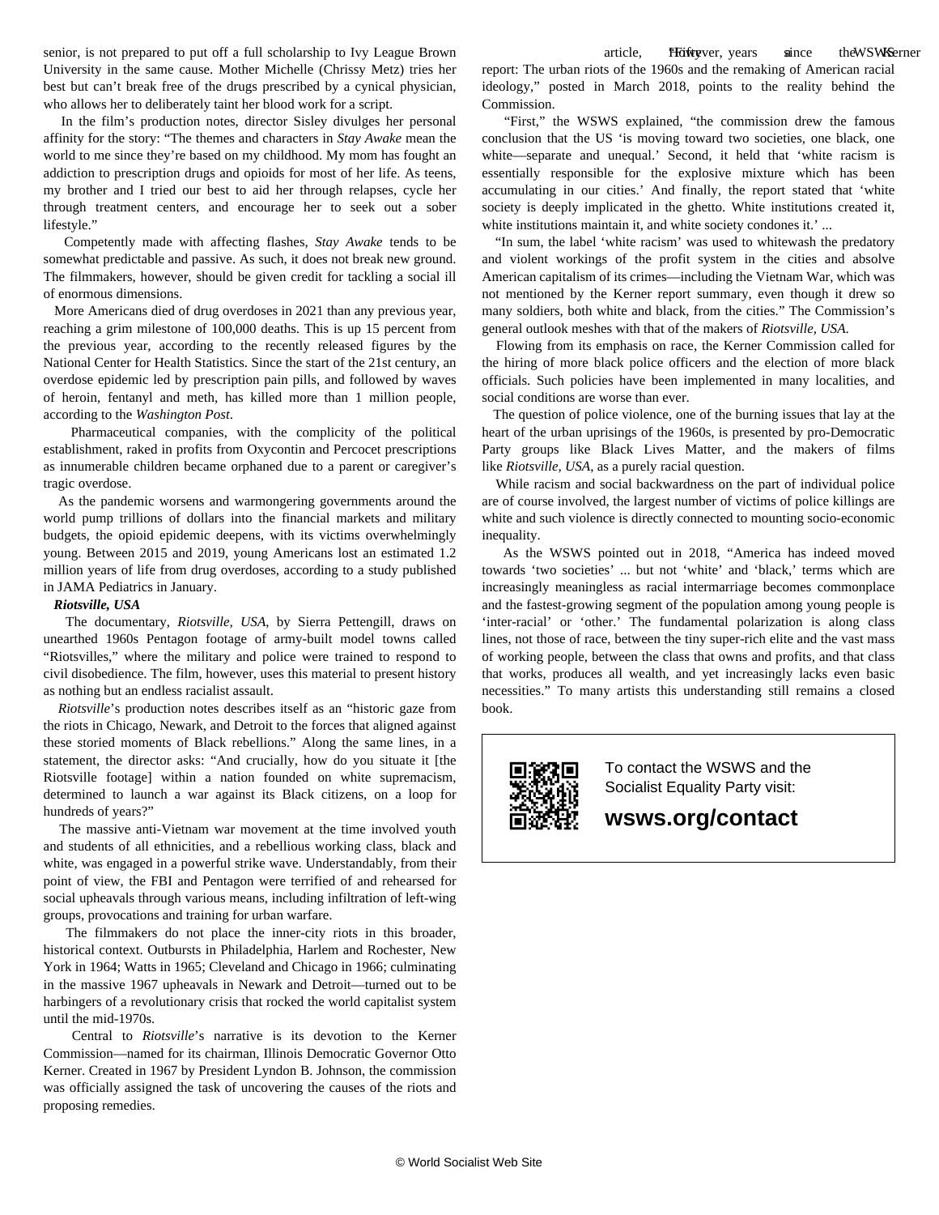senior, is not prepared to put off a full scholarship to Ivy League Brown University in the same cause. Mother Michelle (Chrissy Metz) tries her best but can't break free of the drugs prescribed by a cynical physician, who allows her to deliberately taint her blood work for a script.

In the film's production notes, director Sisley divulges her personal affinity for the story: "The themes and characters in *Stay Awake* mean the world to me since they're based on my childhood. My mom has fought an addiction to prescription drugs and opioids for most of her life. As teens, my brother and I tried our best to aid her through relapses, cycle her through treatment centers, and encourage her to seek out a sober lifestyle."

Competently made with affecting flashes, *Stay Awake* tends to be somewhat predictable and passive. As such, it does not break new ground. The filmmakers, however, should be given credit for tackling a social ill of enormous dimensions.

More Americans died of drug overdoses in 2021 than any previous year, reaching a grim milestone of 100,000 deaths. This is up 15 percent from the previous year, according to the recently released figures by the National Center for Health Statistics. Since the start of the 21st century, an overdose epidemic led by prescription pain pills, and followed by waves of heroin, fentanyl and meth, has killed more than 1 million people, according to the *Washington Post*.

Pharmaceutical companies, with the complicity of the political establishment, raked in profits from Oxycontin and Percocet prescriptions as innumerable children became orphaned due to a parent or caregiver's tragic overdose.

As the pandemic worsens and warmongering governments around the world pump trillions of dollars into the financial markets and military budgets, the opioid epidemic deepens, with its victims overwhelmingly young. Between 2015 and 2019, young Americans lost an estimated 1.2 million years of life from drug overdoses, according to a study published in JAMA Pediatrics in January.

***Riotsville, USA***

The documentary, *Riotsville, USA*, by Sierra Pettengill, draws on unearthed 1960s Pentagon footage of army-built model towns called "Riotsvilles," where the military and police were trained to respond to civil disobedience. The film, however, uses this material to present history as nothing but an endless racialist assault.

*Riotsville*'s production notes describes itself as an "historic gaze from the riots in Chicago, Newark, and Detroit to the forces that aligned against these storied moments of Black rebellions." Along the same lines, in a statement, the director asks: "And crucially, how do you situate it [the Riotsville footage] within a nation founded on white supremacism, determined to launch a war against its Black citizens, on a loop for hundreds of years?"

The massive anti-Vietnam war movement at the time involved youth and students of all ethnicities, and a rebellious working class, black and white, was engaged in a powerful strike wave. Understandably, from their point of view, the FBI and Pentagon were terrified of and rehearsed for social upheavals through various means, including infiltration of left-wing groups, provocations and training for urban warfare.

The filmmakers do not place the inner-city riots in this broader, historical context. Outbursts in Philadelphia, Harlem and Rochester, New York in 1964; Watts in 1965; Cleveland and Chicago in 1966; culminating in the massive 1967 upheavals in Newark and Detroit—turned out to be harbingers of a revolutionary crisis that rocked the world capitalist system until the mid-1970s.

Central to *Riotsville*'s narrative is its devotion to the Kerner Commission—named for its chairman, Illinois Democratic Governor Otto Kerner. Created in 1967 by President Lyndon B. Johnson, the commission was officially assigned the task of uncovering the causes of the riots and proposing remedies.

However, the WSWS article, "Fifty years since the Kerner report: The urban riots of the 1960s and the remaking of American racial ideology," posted in March 2018, points to the reality behind the Commission.

"First," the WSWS explained, "the commission drew the famous conclusion that the US 'is moving toward two societies, one black, one white—separate and unequal.' Second, it held that 'white racism is essentially responsible for the explosive mixture which has been accumulating in our cities.' And finally, the report stated that 'white society is deeply implicated in the ghetto. White institutions created it, white institutions maintain it, and white society condones it.' ...

"In sum, the label 'white racism' was used to whitewash the predatory and violent workings of the profit system in the cities and absolve American capitalism of its crimes—including the Vietnam War, which was not mentioned by the Kerner report summary, even though it drew so many soldiers, both white and black, from the cities." The Commission's general outlook meshes with that of the makers of *Riotsville, USA*.

Flowing from its emphasis on race, the Kerner Commission called for the hiring of more black police officers and the election of more black officials. Such policies have been implemented in many localities, and social conditions are worse than ever.

The question of police violence, one of the burning issues that lay at the heart of the urban uprisings of the 1960s, is presented by pro-Democratic Party groups like Black Lives Matter, and the makers of films like *Riotsville, USA*, as a purely racial question.

While racism and social backwardness on the part of individual police are of course involved, the largest number of victims of police killings are white and such violence is directly connected to mounting socio-economic inequality.

As the WSWS pointed out in 2018, "America has indeed moved towards 'two societies' ... but not 'white' and 'black,' terms which are increasingly meaningless as racial intermarriage becomes commonplace and the fastest-growing segment of the population among young people is 'inter-racial' or 'other.' The fundamental polarization is along class lines, not those of race, between the tiny super-rich elite and the vast mass of working people, between the class that owns and profits, and that class that works, produces all wealth, and yet increasingly lacks even basic necessities." To many artists this understanding still remains a closed book.

To contact the WSWS and the Socialist Equality Party visit:

**wsws.org/contact**